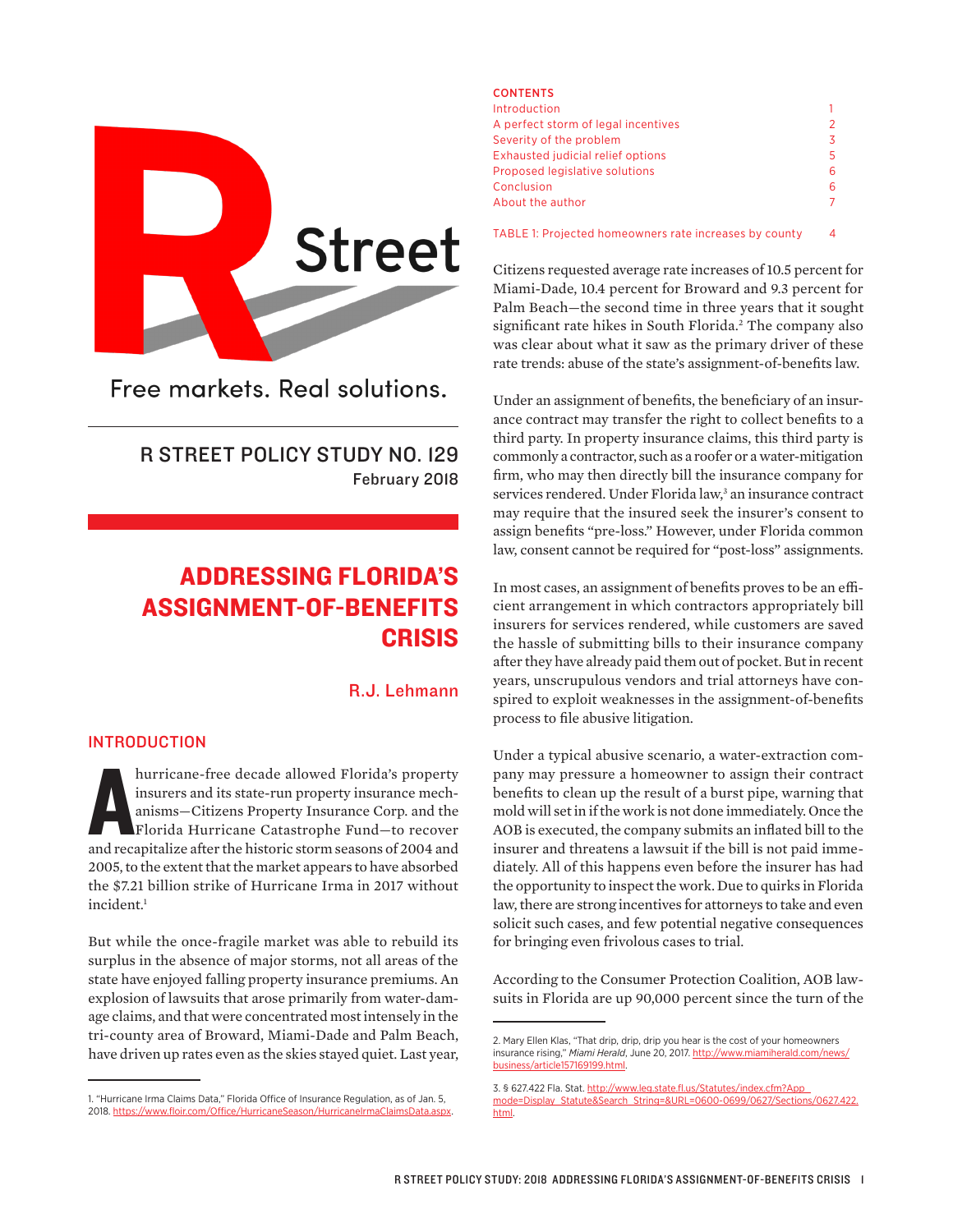R Street

Free markets. Real solutions.

R STREET POLICY STUDY NO. 129
February 2018

# ADDRESSING FLORIDA'S ASSIGNMENT-OF-BENEFITS CRISIS

R.J. Lehmann

## INTRODUCTION

A hurricane-free decade allowed Florida's property insurers and its state-run property insurance mechanisms—Citizens Property Insurance Corp. and the Florida Hurricane Catastrophe Fund—to recover and recapitalize after the historic storm seasons of 2004 and 2005, to the extent that the market appears to have absorbed the $7.21 billion strike of Hurricane Irma in 2017 without incident.[1]

But while the once-fragile market was able to rebuild its surplus in the absence of major storms, not all areas of the state have enjoyed falling property insurance premiums. An explosion of lawsuits that arose primarily from water-damage claims, and that were concentrated most intensely in the tri-county area of Broward, Miami-Dade and Palm Beach, have driven up rates even as the skies stayed quiet. Last year,

**CONTENTS**

| | |
|---|---|
| Introduction | 1 |
| A perfect storm of legal incentives | 2 |
| Severity of the problem | 3 |
| Exhausted judicial relief options | 5 |
| Proposed legislative solutions | 6 |
| Conclusion | 6 |
| About the author | 7 |
| TABLE 1: Projected homeowners rate increases by county | 4 |

Citizens requested average rate increases of 10.5 percent for Miami-Dade, 10.4 percent for Broward and 9.3 percent for Palm Beach—the second time in three years that it sought significant rate hikes in South Florida.[2] The company also was clear about what it saw as the primary driver of these rate trends: abuse of the state's assignment-of-benefits law.

Under an assignment of benefits, the beneficiary of an insurance contract may transfer the right to collect benefits to a third party. In property insurance claims, this third party is commonly a contractor, such as a roofer or a water-mitigation firm, who may then directly bill the insurance company for services rendered. Under Florida law,[3] an insurance contract may require that the insured seek the insurer's consent to assign benefits "pre-loss." However, under Florida common law, consent cannot be required for "post-loss" assignments.

In most cases, an assignment of benefits proves to be an efficient arrangement in which contractors appropriately bill insurers for services rendered, while customers are saved the hassle of submitting bills to their insurance company after they have already paid them out of pocket. But in recent years, unscrupulous vendors and trial attorneys have conspired to exploit weaknesses in the assignment-of-benefits process to file abusive litigation.

Under a typical abusive scenario, a water-extraction company may pressure a homeowner to assign their contract benefits to clean up the result of a burst pipe, warning that mold will set in if the work is not done immediately. Once the AOB is executed, the company submits an inflated bill to the insurer and threatens a lawsuit if the bill is not paid immediately. All of this happens even before the insurer has had the opportunity to inspect the work. Due to quirks in Florida law, there are strong incentives for attorneys to take and even solicit such cases, and few potential negative consequences for bringing even frivolous cases to trial.

According to the Consumer Protection Coalition, AOB lawsuits in Florida are up 90,000 percent since the turn of the

---

1. "Hurricane Irma Claims Data," Florida Office of Insurance Regulation, as of Jan. 5, 2018. https://www.floir.com/Office/HurricaneSeason/HurricaneIrmaClaimsData.aspx.

2. Mary Ellen Klas, "That drip, drip, drip you hear is the cost of your homeowners insurance rising," *Miami Herald*, June 20, 2017. http://www.miamiherald.com/news/business/article157169199.html.

3. § 627.422 Fla. Stat. http://www.leg.state.fl.us/Statutes/index.cfm?App_mode=Display_Statute&Search_String=&URL=0600-0699/0627/Sections/0627.422.html.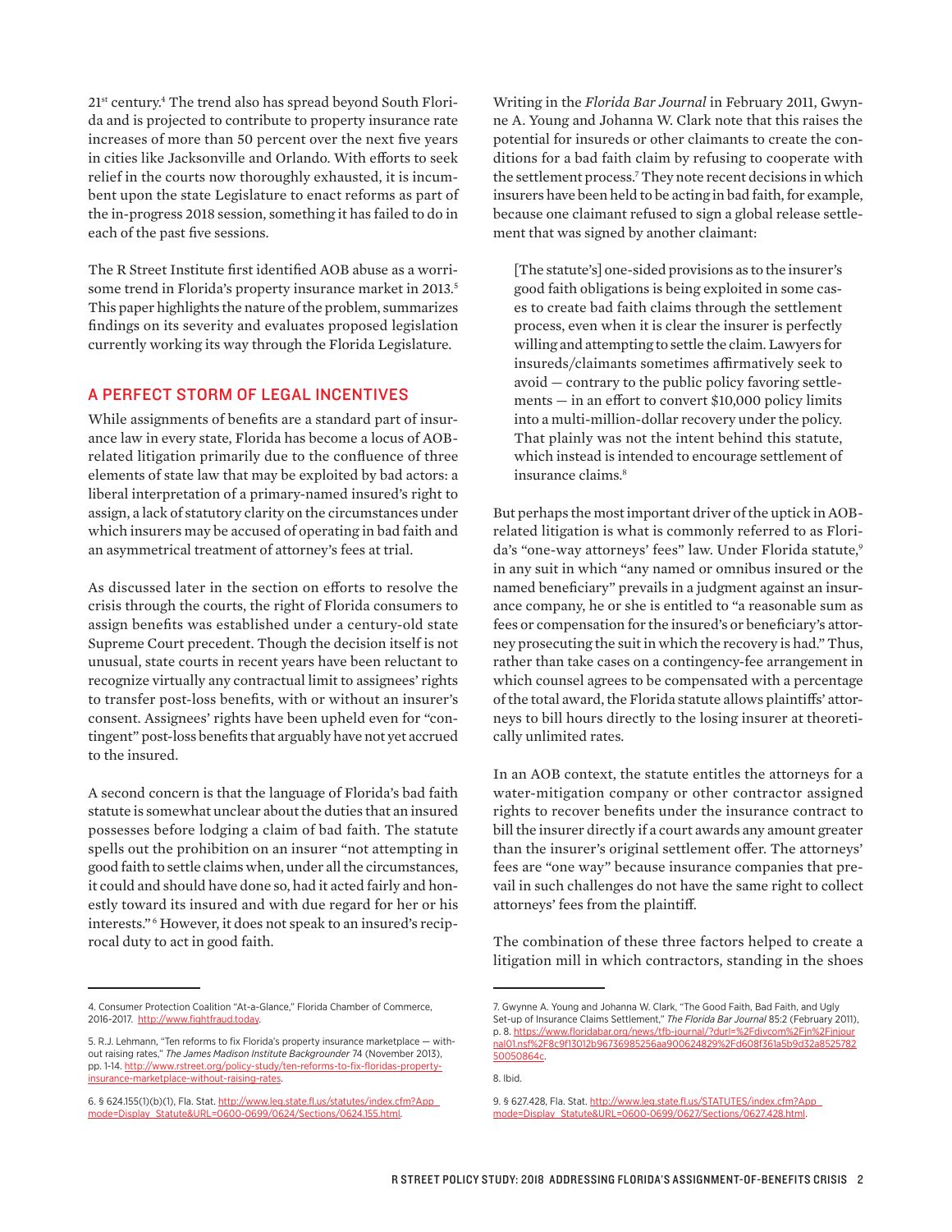21st century.[4] The trend also has spread beyond South Florida and is projected to contribute to property insurance rate increases of more than 50 percent over the next five years in cities like Jacksonville and Orlando. With efforts to seek relief in the courts now thoroughly exhausted, it is incumbent upon the state Legislature to enact reforms as part of the in-progress 2018 session, something it has failed to do in each of the past five sessions.

The R Street Institute first identified AOB abuse as a worrisome trend in Florida's property insurance market in 2013.[5] This paper highlights the nature of the problem, summarizes findings on its severity and evaluates proposed legislation currently working its way through the Florida Legislature.

## A PERFECT STORM OF LEGAL INCENTIVES

While assignments of benefits are a standard part of insurance law in every state, Florida has become a locus of AOB-related litigation primarily due to the confluence of three elements of state law that may be exploited by bad actors: a liberal interpretation of a primary-named insured's right to assign, a lack of statutory clarity on the circumstances under which insurers may be accused of operating in bad faith and an asymmetrical treatment of attorney's fees at trial.

As discussed later in the section on efforts to resolve the crisis through the courts, the right of Florida consumers to assign benefits was established under a century-old state Supreme Court precedent. Though the decision itself is not unusual, state courts in recent years have been reluctant to recognize virtually any contractual limit to assignees' rights to transfer post-loss benefits, with or without an insurer's consent. Assignees' rights have been upheld even for "contingent" post-loss benefits that arguably have not yet accrued to the insured.

A second concern is that the language of Florida's bad faith statute is somewhat unclear about the duties that an insured possesses before lodging a claim of bad faith. The statute spells out the prohibition on an insurer "not attempting in good faith to settle claims when, under all the circumstances, it could and should have done so, had it acted fairly and honestly toward its insured and with due regard for her or his interests."[6] However, it does not speak to an insured's reciprocal duty to act in good faith.

Writing in the *Florida Bar Journal* in February 2011, Gwynne A. Young and Johanna W. Clark note that this raises the potential for insureds or other claimants to create the conditions for a bad faith claim by refusing to cooperate with the settlement process.[7] They note recent decisions in which insurers have been held to be acting in bad faith, for example, because one claimant refused to sign a global release settlement that was signed by another claimant:

> [The statute's] one-sided provisions as to the insurer's good faith obligations is being exploited in some cases to create bad faith claims through the settlement process, even when it is clear the insurer is perfectly willing and attempting to settle the claim. Lawyers for insureds/claimants sometimes affirmatively seek to avoid — contrary to the public policy favoring settlements — in an effort to convert $10,000 policy limits into a multi-million-dollar recovery under the policy. That plainly was not the intent behind this statute, which instead is intended to encourage settlement of insurance claims.[8]

But perhaps the most important driver of the uptick in AOB-related litigation is what is commonly referred to as Florida's "one-way attorneys' fees" law. Under Florida statute,[9] in any suit in which "any named or omnibus insured or the named beneficiary" prevails in a judgment against an insurance company, he or she is entitled to "a reasonable sum as fees or compensation for the insured's or beneficiary's attorney prosecuting the suit in which the recovery is had." Thus, rather than take cases on a contingency-fee arrangement in which counsel agrees to be compensated with a percentage of the total award, the Florida statute allows plaintiffs' attorneys to bill hours directly to the losing insurer at theoretically unlimited rates.

In an AOB context, the statute entitles the attorneys for a water-mitigation company or other contractor assigned rights to recover benefits under the insurance contract to bill the insurer directly if a court awards any amount greater than the insurer's original settlement offer. The attorneys' fees are "one way" because insurance companies that prevail in such challenges do not have the same right to collect attorneys' fees from the plaintiff.

The combination of these three factors helped to create a litigation mill in which contractors, standing in the shoes

---

4. Consumer Protection Coalition "At-a-Glance," Florida Chamber of Commerce, 2016-2017. http://www.fightfraud.today.

5. R.J. Lehmann, "Ten reforms to fix Florida's property insurance marketplace — without raising rates," *The James Madison Institute Backgrounder* 74 (November 2013), pp. 1-14. http://www.rstreet.org/policy-study/ten-reforms-to-fix-floridas-property-insurance-marketplace-without-raising-rates.

6. § 624.155(1)(b)(1), Fla. Stat. http://www.leg.state.fl.us/statutes/index.cfm?App_mode=Display_Statute&URL=0600-0699/0624/Sections/0624.155.html.

7. Gwynne A. Young and Johanna W. Clark, "The Good Faith, Bad Faith, and Ugly Set-up of Insurance Claims Settlement," *The Florida Bar Journal* 85:2 (February 2011), p. 8. https://www.floridabar.org/news/tfb-journal/?durl=%2Fdivcom%2Fjn%2Fjnjournal01.nsf%2F8c9f13012b96736985256aa900624829%2Fd608f361a5b9d32a852578250050864c.

8. Ibid.

9. § 627.428, Fla. Stat. http://www.leg.state.fl.us/STATUTES/index.cfm?App_mode=Display_Statute&URL=0600-0699/0627/Sections/0627.428.html.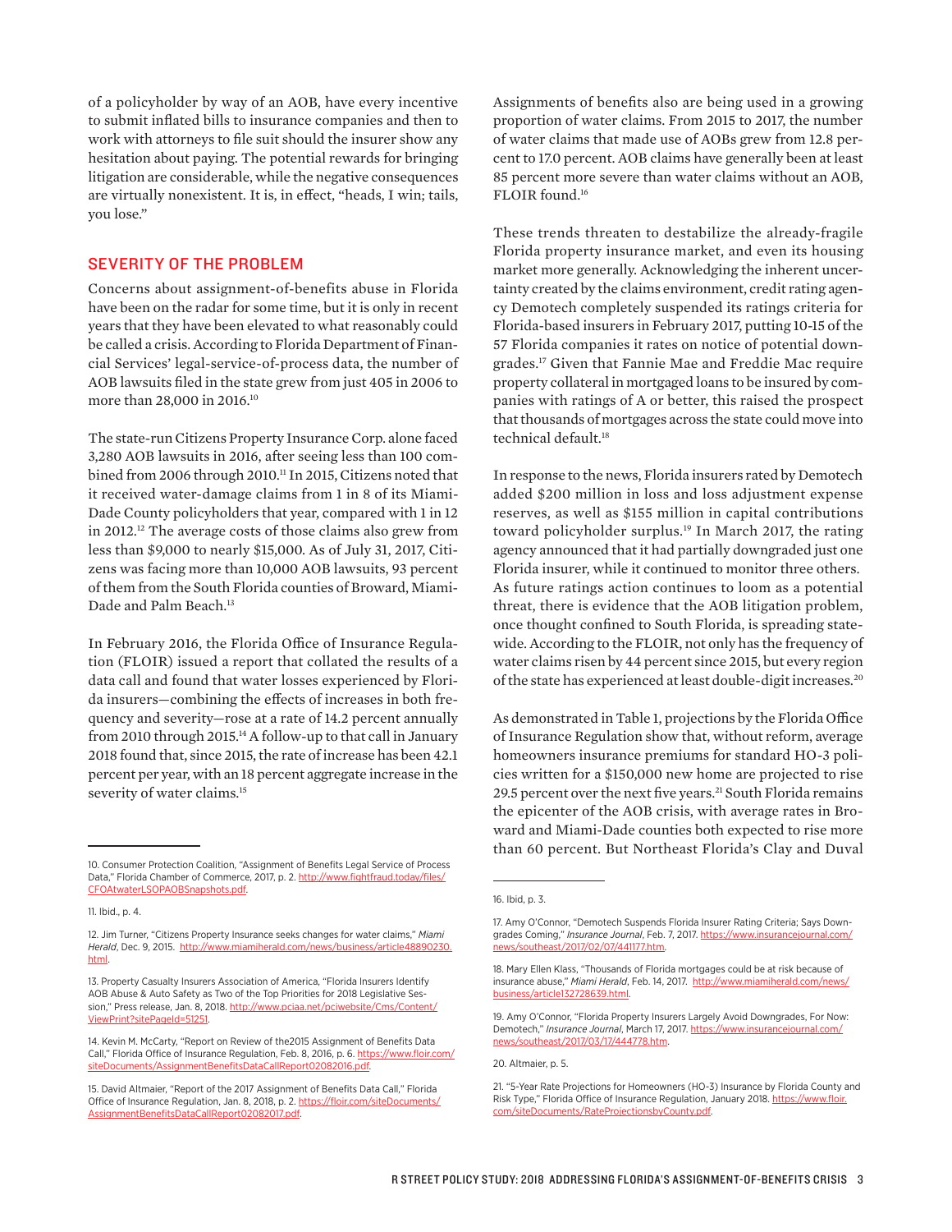of a policyholder by way of an AOB, have every incentive to submit inflated bills to insurance companies and then to work with attorneys to file suit should the insurer show any hesitation about paying. The potential rewards for bringing litigation are considerable, while the negative consequences are virtually nonexistent. It is, in effect, "heads, I win; tails, you lose."

## SEVERITY OF THE PROBLEM

Concerns about assignment-of-benefits abuse in Florida have been on the radar for some time, but it is only in recent years that they have been elevated to what reasonably could be called a crisis. According to Florida Department of Financial Services' legal-service-of-process data, the number of AOB lawsuits filed in the state grew from just 405 in 2006 to more than 28,000 in 2016.[10]

The state-run Citizens Property Insurance Corp. alone faced 3,280 AOB lawsuits in 2016, after seeing less than 100 combined from 2006 through 2010.[11] In 2015, Citizens noted that it received water-damage claims from 1 in 8 of its Miami-Dade County policyholders that year, compared with 1 in 12 in 2012.[12] The average costs of those claims also grew from less than $9,000 to nearly $15,000. As of July 31, 2017, Citizens was facing more than 10,000 AOB lawsuits, 93 percent of them from the South Florida counties of Broward, Miami-Dade and Palm Beach.[13]

In February 2016, the Florida Office of Insurance Regulation (FLOIR) issued a report that collated the results of a data call and found that water losses experienced by Florida insurers—combining the effects of increases in both frequency and severity—rose at a rate of 14.2 percent annually from 2010 through 2015.[14] A follow-up to that call in January 2018 found that, since 2015, the rate of increase has been 42.1 percent per year, with an 18 percent aggregate increase in the severity of water claims.[15]

Assignments of benefits also are being used in a growing proportion of water claims. From 2015 to 2017, the number of water claims that made use of AOBs grew from 12.8 percent to 17.0 percent. AOB claims have generally been at least 85 percent more severe than water claims without an AOB, FLOIR found.[16]

These trends threaten to destabilize the already-fragile Florida property insurance market, and even its housing market more generally. Acknowledging the inherent uncertainty created by the claims environment, credit rating agency Demotech completely suspended its ratings criteria for Florida-based insurers in February 2017, putting 10-15 of the 57 Florida companies it rates on notice of potential downgrades.[17] Given that Fannie Mae and Freddie Mac require property collateral in mortgaged loans to be insured by companies with ratings of A or better, this raised the prospect that thousands of mortgages across the state could move into technical default.[18]

In response to the news, Florida insurers rated by Demotech added $200 million in loss and loss adjustment expense reserves, as well as $155 million in capital contributions toward policyholder surplus.[19] In March 2017, the rating agency announced that it had partially downgraded just one Florida insurer, while it continued to monitor three others. As future ratings action continues to loom as a potential threat, there is evidence that the AOB litigation problem, once thought confined to South Florida, is spreading statewide. According to the FLOIR, not only has the frequency of water claims risen by 44 percent since 2015, but every region of the state has experienced at least double-digit increases.[20]

As demonstrated in Table 1, projections by the Florida Office of Insurance Regulation show that, without reform, average homeowners insurance premiums for standard HO-3 policies written for a $150,000 new home are projected to rise 29.5 percent over the next five years.[21] South Florida remains the epicenter of the AOB crisis, with average rates in Broward and Miami-Dade counties both expected to rise more than 60 percent. But Northeast Florida's Clay and Duval

---

10. Consumer Protection Coalition, "Assignment of Benefits Legal Service of Process Data," Florida Chamber of Commerce, 2017, p. 2. http://www.fightfraud.today/files/CFOAtwaterLSOPAOBSnapshots.pdf.

11. Ibid., p. 4.

12. Jim Turner, "Citizens Property Insurance seeks changes for water claims," *Miami Herald*, Dec. 9, 2015. http://www.miamiherald.com/news/business/article48890230.html.

13. Property Casualty Insurers Association of America, "Florida Insurers Identify AOB Abuse & Auto Safety as Two of the Top Priorities for 2018 Legislative Session," Press release, Jan. 8, 2018. http://www.pciaa.net/pciwebsite/Cms/Content/ViewPrint?sitePageId=51251.

14. Kevin M. McCarty, "Report on Review of the2015 Assignment of Benefits Data Call," Florida Office of Insurance Regulation, Feb. 8, 2016, p. 6. https://www.floir.com/siteDocuments/AssignmentBenefitsDataCallReport02082016.pdf.

15. David Altmaier, "Report of the 2017 Assignment of Benefits Data Call," Florida Office of Insurance Regulation, Jan. 8, 2018, p. 2. https://floir.com/siteDocuments/AssignmentBenefitsDataCallReport02082017.pdf.

16. Ibid, p. 3.

17. Amy O'Connor, "Demotech Suspends Florida Insurer Rating Criteria; Says Downgrades Coming," *Insurance Journal*, Feb. 7, 2017. https://www.insurancejournal.com/news/southeast/2017/02/07/441177.htm.

18. Mary Ellen Klass, "Thousands of Florida mortgages could be at risk because of insurance abuse," *Miami Herald*, Feb. 14, 2017. http://www.miamiherald.com/news/business/article132728639.html.

19. Amy O'Connor, "Florida Property Insurers Largely Avoid Downgrades, For Now: Demotech," *Insurance Journal*, March 17, 2017. https://www.insurancejournal.com/news/southeast/2017/03/17/444778.htm.

20. Altmaier, p. 5.

21. "5-Year Rate Projections for Homeowners (HO-3) Insurance by Florida County and Risk Type," Florida Office of Insurance Regulation, January 2018. https://www.floir.com/siteDocuments/RateProjectionsbyCounty.pdf.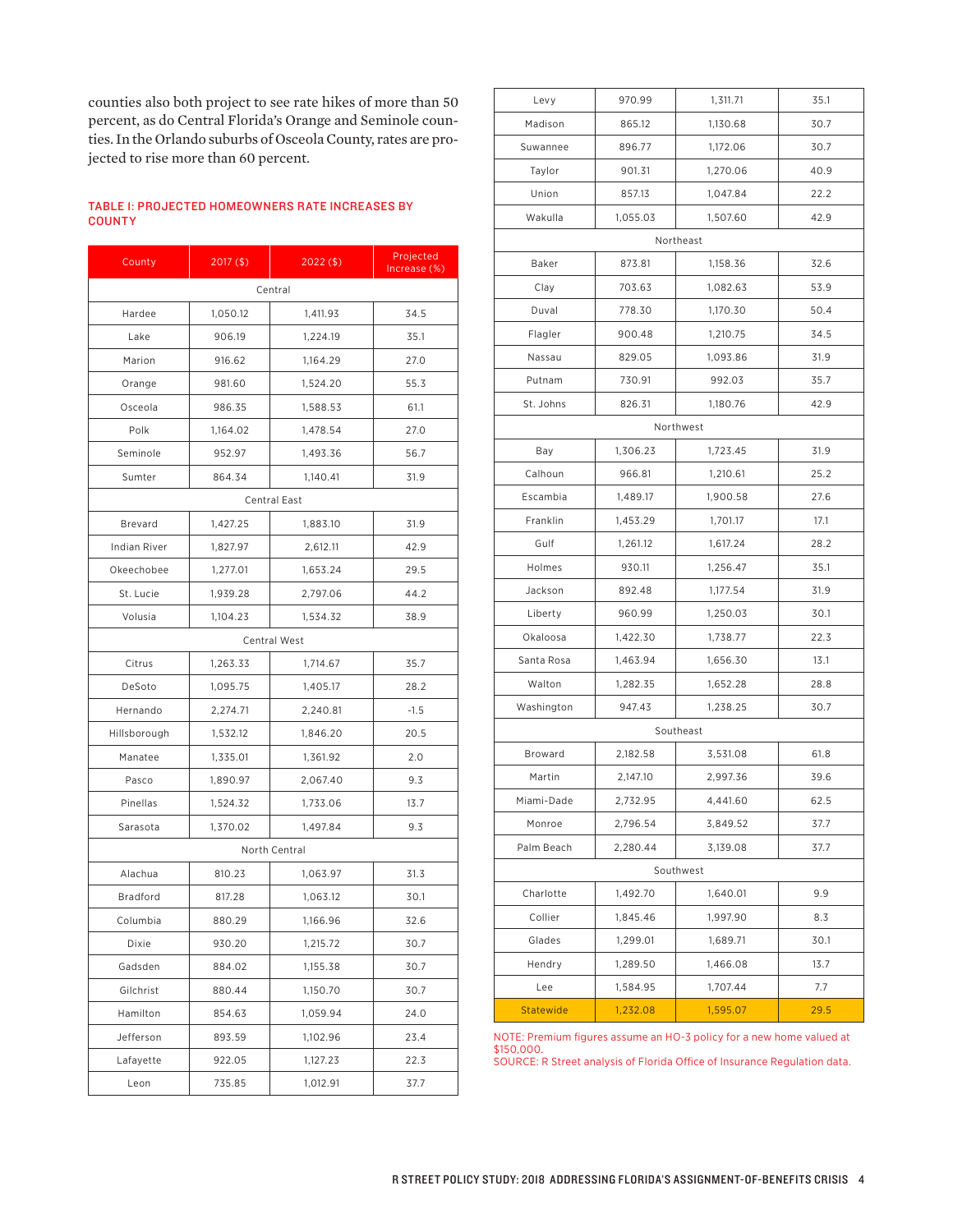counties also both project to see rate hikes of more than 50 percent, as do Central Florida's Orange and Seminole counties. In the Orlando suburbs of Osceola County, rates are projected to rise more than 60 percent.

**TABLE 1: PROJECTED HOMEOWNERS RATE INCREASES BY COUNTY**

| County | 2017 ($) | 2022 ($) | Projected Increase (%) |
|---|---|---|---|
| Central | | | |
| Hardee | 1,050.12 | 1,411.93 | 34.5 |
| Lake | 906.19 | 1,224.19 | 35.1 |
| Marion | 916.62 | 1,164.29 | 27.0 |
| Orange | 981.60 | 1,524.20 | 55.3 |
| Osceola | 986.35 | 1,588.53 | 61.1 |
| Polk | 1,164.02 | 1,478.54 | 27.0 |
| Seminole | 952.97 | 1,493.36 | 56.7 |
| Sumter | 864.34 | 1,140.41 | 31.9 |
| Central East | | | |
| Brevard | 1,427.25 | 1,883.10 | 31.9 |
| Indian River | 1,827.97 | 2,612.11 | 42.9 |
| Okeechobee | 1,277.01 | 1,653.24 | 29.5 |
| St. Lucie | 1,939.28 | 2,797.06 | 44.2 |
| Volusia | 1,104.23 | 1,534.32 | 38.9 |
| Central West | | | |
| Citrus | 1,263.33 | 1,714.67 | 35.7 |
| DeSoto | 1,095.75 | 1,405.17 | 28.2 |
| Hernando | 2,274.71 | 2,240.81 | -1.5 |
| Hillsborough | 1,532.12 | 1,846.20 | 20.5 |
| Manatee | 1,335.01 | 1,361.92 | 2.0 |
| Pasco | 1,890.97 | 2,067.40 | 9.3 |
| Pinellas | 1,524.32 | 1,733.06 | 13.7 |
| Sarasota | 1,370.02 | 1,497.84 | 9.3 |
| North Central | | | |
| Alachua | 810.23 | 1,063.97 | 31.3 |
| Bradford | 817.28 | 1,063.12 | 30.1 |
| Columbia | 880.29 | 1,166.96 | 32.6 |
| Dixie | 930.20 | 1,215.72 | 30.7 |
| Gadsden | 884.02 | 1,155.38 | 30.7 |
| Gilchrist | 880.44 | 1,150.70 | 30.7 |
| Hamilton | 854.63 | 1,059.94 | 24.0 |
| Jefferson | 893.59 | 1,102.96 | 23.4 |
| Lafayette | 922.05 | 1,127.23 | 22.3 |
| Leon | 735.85 | 1,012.91 | 37.7 |
| Levy | 970.99 | 1,311.71 | 35.1 |
| Madison | 865.12 | 1,130.68 | 30.7 |
| Suwannee | 896.77 | 1,172.06 | 30.7 |
| Taylor | 901.31 | 1,270.06 | 40.9 |
| Union | 857.13 | 1,047.84 | 22.2 |
| Wakulla | 1,055.03 | 1,507.60 | 42.9 |
| Northeast | | | |
| Baker | 873.81 | 1,158.36 | 32.6 |
| Clay | 703.63 | 1,082.63 | 53.9 |
| Duval | 778.30 | 1,170.30 | 50.4 |
| Flagler | 900.48 | 1,210.75 | 34.5 |
| Nassau | 829.05 | 1,093.86 | 31.9 |
| Putnam | 730.91 | 992.03 | 35.7 |
| St. Johns | 826.31 | 1,180.76 | 42.9 |
| Northwest | | | |
| Bay | 1,306.23 | 1,723.45 | 31.9 |
| Calhoun | 966.81 | 1,210.61 | 25.2 |
| Escambia | 1,489.17 | 1,900.58 | 27.6 |
| Franklin | 1,453.29 | 1,701.17 | 17.1 |
| Gulf | 1,261.12 | 1,617.24 | 28.2 |
| Holmes | 930.11 | 1,256.47 | 35.1 |
| Jackson | 892.48 | 1,177.54 | 31.9 |
| Liberty | 960.99 | 1,250.03 | 30.1 |
| Okaloosa | 1,422.30 | 1,738.77 | 22.3 |
| Santa Rosa | 1,463.94 | 1,656.30 | 13.1 |
| Walton | 1,282.35 | 1,652.28 | 28.8 |
| Washington | 947.43 | 1,238.25 | 30.7 |
| Southeast | | | |
| Broward | 2,182.58 | 3,531.08 | 61.8 |
| Martin | 2,147.10 | 2,997.36 | 39.6 |
| Miami-Dade | 2,732.95 | 4,441.60 | 62.5 |
| Monroe | 2,796.54 | 3,849.52 | 37.7 |
| Palm Beach | 2,280.44 | 3,139.08 | 37.7 |
| Southwest | | | |
| Charlotte | 1,492.70 | 1,640.01 | 9.9 |
| Collier | 1,845.46 | 1,997.90 | 8.3 |
| Glades | 1,299.01 | 1,689.71 | 30.1 |
| Hendry | 1,289.50 | 1,466.08 | 13.7 |
| Lee | 1,584.95 | 1,707.44 | 7.7 |
| Statewide | 1,232.08 | 1,595.07 | 29.5 |

NOTE: Premium figures assume an HO-3 policy for a new home valued at $150,000.
SOURCE: R Street analysis of Florida Office of Insurance Regulation data.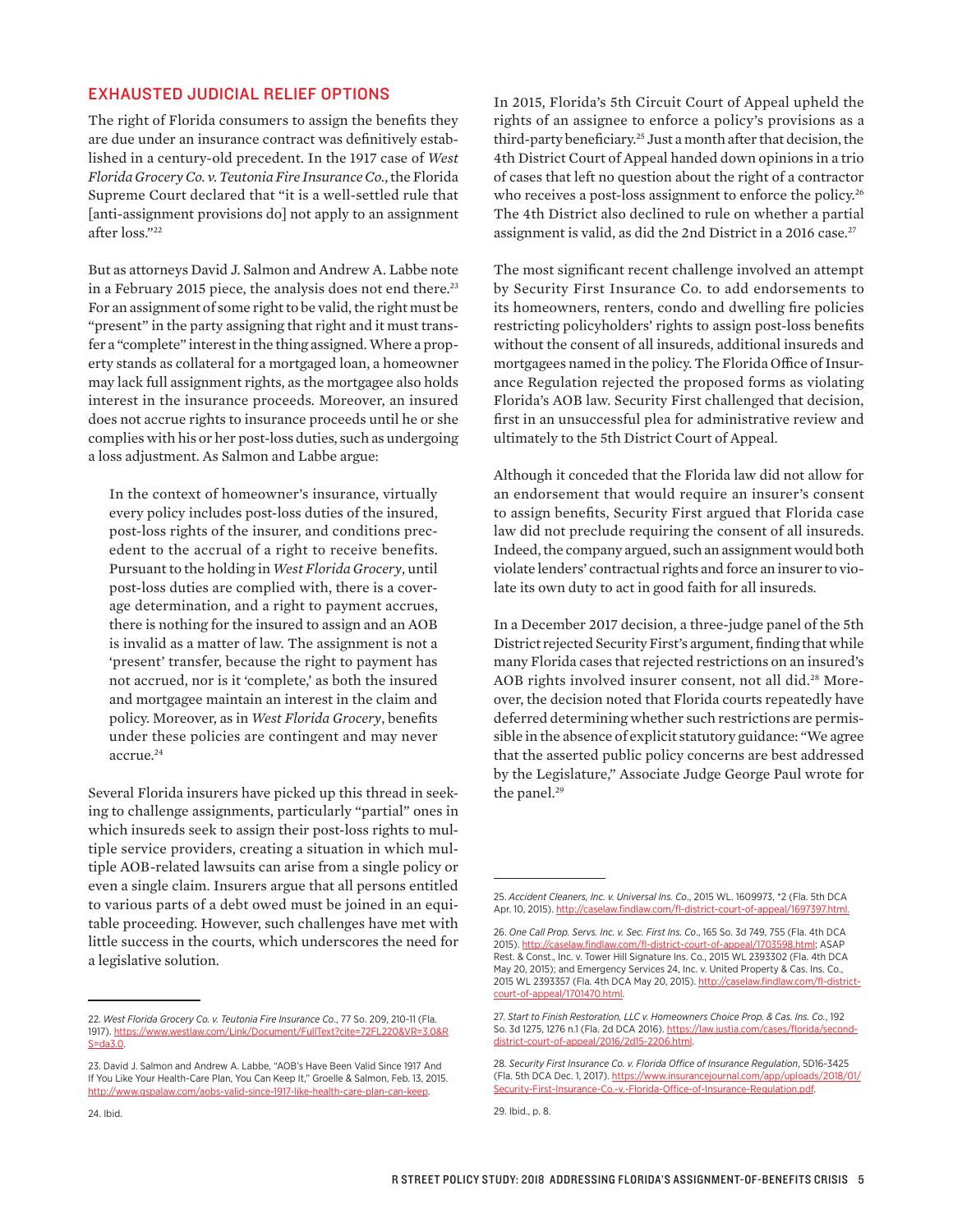## EXHAUSTED JUDICIAL RELIEF OPTIONS

The right of Florida consumers to assign the benefits they are due under an insurance contract was definitively established in a century-old precedent. In the 1917 case of *West Florida Grocery Co. v. Teutonia Fire Insurance Co.*, the Florida Supreme Court declared that "it is a well-settled rule that [anti-assignment provisions do] not apply to an assignment after loss."[22]

But as attorneys David J. Salmon and Andrew A. Labbe note in a February 2015 piece, the analysis does not end there.[23] For an assignment of some right to be valid, the right must be "present" in the party assigning that right and it must transfer a "complete" interest in the thing assigned. Where a property stands as collateral for a mortgaged loan, a homeowner may lack full assignment rights, as the mortgagee also holds interest in the insurance proceeds. Moreover, an insured does not accrue rights to insurance proceeds until he or she complies with his or her post-loss duties, such as undergoing a loss adjustment. As Salmon and Labbe argue:

> In the context of homeowner's insurance, virtually every policy includes post-loss duties of the insured, post-loss rights of the insurer, and conditions precedent to the accrual of a right to receive benefits. Pursuant to the holding in *West Florida Grocery*, until post-loss duties are complied with, there is a coverage determination, and a right to payment accrues, there is nothing for the insured to assign and an AOB is invalid as a matter of law. The assignment is not a 'present' transfer, because the right to payment has not accrued, nor is it 'complete,' as both the insured and mortgagee maintain an interest in the claim and policy. Moreover, as in *West Florida Grocery*, benefits under these policies are contingent and may never accrue.[24]

Several Florida insurers have picked up this thread in seeking to challenge assignments, particularly "partial" ones in which insureds seek to assign their post-loss rights to multiple service providers, creating a situation in which multiple AOB-related lawsuits can arise from a single policy or even a single claim. Insurers argue that all persons entitled to various parts of a debt owed must be joined in an equitable proceeding. However, such challenges have met with little success in the courts, which underscores the need for a legislative solution.

In 2015, Florida's 5th Circuit Court of Appeal upheld the rights of an assignee to enforce a policy's provisions as a third-party beneficiary.[25] Just a month after that decision, the 4th District Court of Appeal handed down opinions in a trio of cases that left no question about the right of a contractor who receives a post-loss assignment to enforce the policy.[26] The 4th District also declined to rule on whether a partial assignment is valid, as did the 2nd District in a 2016 case.[27]

The most significant recent challenge involved an attempt by Security First Insurance Co. to add endorsements to its homeowners, renters, condo and dwelling fire policies restricting policyholders' rights to assign post-loss benefits without the consent of all insureds, additional insureds and mortgagees named in the policy. The Florida Office of Insurance Regulation rejected the proposed forms as violating Florida's AOB law. Security First challenged that decision, first in an unsuccessful plea for administrative review and ultimately to the 5th District Court of Appeal.

Although it conceded that the Florida law did not allow for an endorsement that would require an insurer's consent to assign benefits, Security First argued that Florida case law did not preclude requiring the consent of all insureds. Indeed, the company argued, such an assignment would both violate lenders' contractual rights and force an insurer to violate its own duty to act in good faith for all insureds.

In a December 2017 decision, a three-judge panel of the 5th District rejected Security First's argument, finding that while many Florida cases that rejected restrictions on an insured's AOB rights involved insurer consent, not all did.[28] Moreover, the decision noted that Florida courts repeatedly have deferred determining whether such restrictions are permissible in the absence of explicit statutory guidance: "We agree that the asserted public policy concerns are best addressed by the Legislature," Associate Judge George Paul wrote for the panel.[29]

---

22. *West Florida Grocery Co. v. Teutonia Fire Insurance Co*., 77 So. 209, 210-11 (Fla. 1917). https://www.westlaw.com/Link/Document/FullText?cite=72FL220&VR=3.0&RS=da3.0.

23. David J. Salmon and Andrew A. Labbe, "AOB's Have Been Valid Since 1917 And If You Like Your Health-Care Plan, You Can Keep It," Groelle & Salmon, Feb. 13, 2015. http://www.gspalaw.com/aobs-valid-since-1917-like-health-care-plan-can-keep.

24. Ibid.

25. *Accident Cleaners, Inc. v. Universal Ins. Co*., 2015 WL. 1609973, *2 (Fla. 5th DCA Apr. 10, 2015). http://caselaw.findlaw.com/fl-district-court-of-appeal/1697397.html.

26. *One Call Prop. Servs. Inc. v. Sec. First Ins. Co*., 165 So. 3d 749, 755 (Fla. 4th DCA 2015). http://caselaw.findlaw.com/fl-district-court-of-appeal/1703598.html; ASAP Rest. & Const., Inc. v. Tower Hill Signature Ins. Co., 2015 WL 2393302 (Fla. 4th DCA May 20, 2015); and Emergency Services 24, Inc. v. United Property & Cas. Ins. Co., 2015 WL 2393357 (Fla. 4th DCA May 20, 2015). http://caselaw.findlaw.com/fl-district-court-of-appeal/1701470.html.

27. *Start to Finish Restoration, LLC v. Homeowners Choice Prop. & Cas. Ins. Co.*, 192 So. 3d 1275, 1276 n.1 (Fla. 2d DCA 2016). https://law.justia.com/cases/florida/second-district-court-of-appeal/2016/2d15-2206.html.

28. *Security First Insurance Co. v. Florida Office of Insurance Regulation*, 5D16-3425 (Fla. 5th DCA Dec. 1, 2017). https://www.insurancejournal.com/app/uploads/2018/01/Security-First-Insurance-Co.-v.-Florida-Office-of-Insurance-Regulation.pdf.

29. Ibid., p. 8.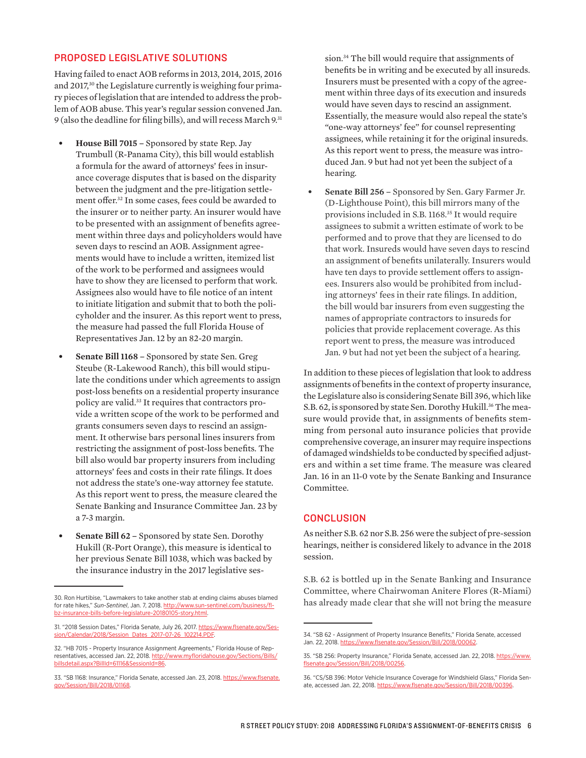## PROPOSED LEGISLATIVE SOLUTIONS

Having failed to enact AOB reforms in 2013, 2014, 2015, 2016 and 2017,[30] the Legislature currently is weighing four primary pieces of legislation that are intended to address the problem of AOB abuse. This year's regular session convened Jan. 9 (also the deadline for filing bills), and will recess March 9.[31]

- **House Bill 7015** – Sponsored by state Rep. Jay Trumbull (R-Panama City), this bill would establish a formula for the award of attorneys' fees in insurance coverage disputes that is based on the disparity between the judgment and the pre-litigation settlement offer.[32] In some cases, fees could be awarded to the insurer or to neither party. An insurer would have to be presented with an assignment of benefits agreement within three days and policyholders would have seven days to rescind an AOB. Assignment agreements would have to include a written, itemized list of the work to be performed and assignees would have to show they are licensed to perform that work. Assignees also would have to file notice of an intent to initiate litigation and submit that to both the policyholder and the insurer. As this report went to press, the measure had passed the full Florida House of Representatives Jan. 12 by an 82-20 margin.

- **Senate Bill 1168** – Sponsored by state Sen. Greg Steube (R-Lakewood Ranch), this bill would stipulate the conditions under which agreements to assign post-loss benefits on a residential property insurance policy are valid.[33] It requires that contractors provide a written scope of the work to be performed and grants consumers seven days to rescind an assignment. It otherwise bars personal lines insurers from restricting the assignment of post-loss benefits. The bill also would bar property insurers from including attorneys' fees and costs in their rate filings. It does not address the state's one-way attorney fee statute. As this report went to press, the measure cleared the Senate Banking and Insurance Committee Jan. 23 by a 7-3 margin.

- **Senate Bill 62** – Sponsored by state Sen. Dorothy Hukill (R-Port Orange), this measure is identical to her previous Senate Bill 1038, which was backed by the insurance industry in the 2017 legislative session.[34] The bill would require that assignments of benefits be in writing and be executed by all insureds. Insurers must be presented with a copy of the agreement within three days of its execution and insureds would have seven days to rescind an assignment. Essentially, the measure would also repeal the state's "one-way attorneys' fee" for counsel representing assignees, while retaining it for the original insureds. As this report went to press, the measure was introduced Jan. 9 but had not yet been the subject of a hearing.

- **Senate Bill 256** – Sponsored by Sen. Gary Farmer Jr. (D-Lighthouse Point), this bill mirrors many of the provisions included in S.B. 1168.[35] It would require assignees to submit a written estimate of work to be performed and to prove that they are licensed to do that work. Insureds would have seven days to rescind an assignment of benefits unilaterally. Insurers would have ten days to provide settlement offers to assignees. Insurers also would be prohibited from including attorneys' fees in their rate filings. In addition, the bill would bar insurers from even suggesting the names of appropriate contractors to insureds for policies that provide replacement coverage. As this report went to press, the measure was introduced Jan. 9 but had not yet been the subject of a hearing.

In addition to these pieces of legislation that look to address assignments of benefits in the context of property insurance, the Legislature also is considering Senate Bill 396, which like S.B. 62, is sponsored by state Sen. Dorothy Hukill.[36] The measure would provide that, in assignments of benefits stemming from personal auto insurance policies that provide comprehensive coverage, an insurer may require inspections of damaged windshields to be conducted by specified adjusters and within a set time frame. The measure was cleared Jan. 16 in an 11-0 vote by the Senate Banking and Insurance Committee.

## CONCLUSION

As neither S.B. 62 nor S.B. 256 were the subject of pre-session hearings, neither is considered likely to advance in the 2018 session.

S.B. 62 is bottled up in the Senate Banking and Insurance Committee, where Chairwoman Anitere Flores (R-Miami) has already made clear that she will not bring the measure

---

30. Ron Hurtibise, "Lawmakers to take another stab at ending claims abuses blamed for rate hikes," *Sun-Sentinel*, Jan. 7, 2018. http://www.sun-sentinel.com/business/fl-bz-insurance-bills-before-legislature-20180105-story.html.

31. "2018 Session Dates," Florida Senate, July 26, 2017. https://www.flsenate.gov/Session/Calendar/2018/Session_Dates_2017-07-26_102214.PDF.

32. "HB 7015 - Property Insurance Assignment Agreements," Florida House of Representatives, accessed Jan. 22, 2018. http://www.myfloridahouse.gov/Sections/Bills/billsdetail.aspx?BillId=61116&SessionId=86.

33. "SB 1168: Insurance," Florida Senate, accessed Jan. 23, 2018. https://www.flsenate.gov/Session/Bill/2018/01168.

34. "SB 62 - Assignment of Property Insurance Benefits," Florida Senate, accessed Jan. 22, 2018. https://www.flsenate.gov/Session/Bill/2018/00062.

35. "SB 256: Property Insurance," Florida Senate, accessed Jan. 22, 2018. https://www.flsenate.gov/Session/Bill/2018/00256.

36. "CS/SB 396: Motor Vehicle Insurance Coverage for Windshield Glass," Florida Senate, accessed Jan. 22, 2018. https://www.flsenate.gov/Session/Bill/2018/00396.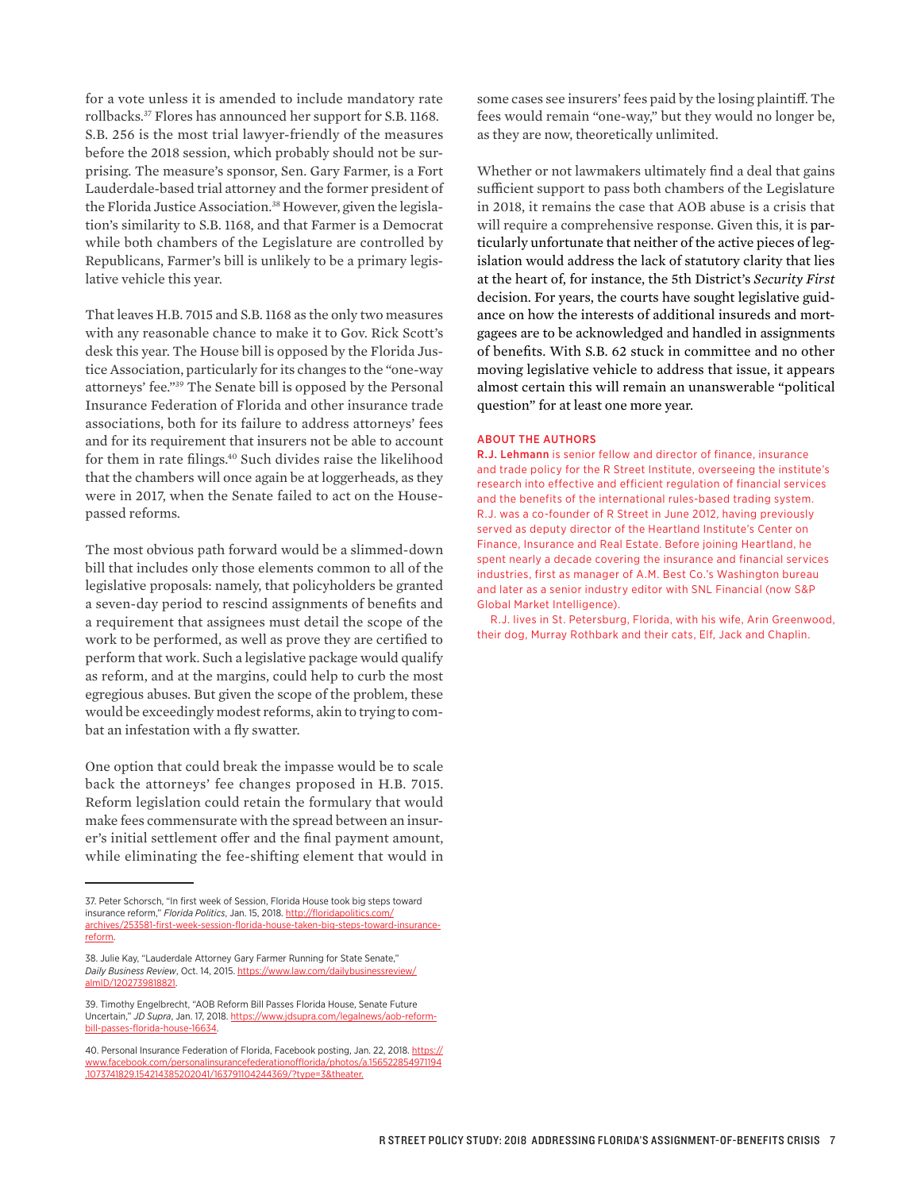for a vote unless it is amended to include mandatory rate rollbacks.[37] Flores has announced her support for S.B. 1168. S.B. 256 is the most trial lawyer-friendly of the measures before the 2018 session, which probably should not be surprising. The measure's sponsor, Sen. Gary Farmer, is a Fort Lauderdale-based trial attorney and the former president of the Florida Justice Association.[38] However, given the legislation's similarity to S.B. 1168, and that Farmer is a Democrat while both chambers of the Legislature are controlled by Republicans, Farmer's bill is unlikely to be a primary legislative vehicle this year.

That leaves H.B. 7015 and S.B. 1168 as the only two measures with any reasonable chance to make it to Gov. Rick Scott's desk this year. The House bill is opposed by the Florida Justice Association, particularly for its changes to the "one-way attorneys' fee."[39] The Senate bill is opposed by the Personal Insurance Federation of Florida and other insurance trade associations, both for its failure to address attorneys' fees and for its requirement that insurers not be able to account for them in rate filings.[40] Such divides raise the likelihood that the chambers will once again be at loggerheads, as they were in 2017, when the Senate failed to act on the House-passed reforms.

The most obvious path forward would be a slimmed-down bill that includes only those elements common to all of the legislative proposals: namely, that policyholders be granted a seven-day period to rescind assignments of benefits and a requirement that assignees must detail the scope of the work to be performed, as well as prove they are certified to perform that work. Such a legislative package would qualify as reform, and at the margins, could help to curb the most egregious abuses. But given the scope of the problem, these would be exceedingly modest reforms, akin to trying to combat an infestation with a fly swatter.

One option that could break the impasse would be to scale back the attorneys' fee changes proposed in H.B. 7015. Reform legislation could retain the formulary that would make fees commensurate with the spread between an insurer's initial settlement offer and the final payment amount, while eliminating the fee-shifting element that would in some cases see insurers' fees paid by the losing plaintiff. The fees would remain "one-way," but they would no longer be, as they are now, theoretically unlimited.

Whether or not lawmakers ultimately find a deal that gains sufficient support to pass both chambers of the Legislature in 2018, it remains the case that AOB abuse is a crisis that will require a comprehensive response. Given this, it is particularly unfortunate that neither of the active pieces of legislation would address the lack of statutory clarity that lies at the heart of, for instance, the 5th District's *Security First* decision. For years, the courts have sought legislative guidance on how the interests of additional insureds and mortgagees are to be acknowledged and handled in assignments of benefits. With S.B. 62 stuck in committee and no other moving legislative vehicle to address that issue, it appears almost certain this will remain an unanswerable "political question" for at least one more year.

### ABOUT THE AUTHORS

**R.J. Lehmann** is senior fellow and director of finance, insurance and trade policy for the R Street Institute, overseeing the institute's research into effective and efficient regulation of financial services and the benefits of the international rules-based trading system. R.J. was a co-founder of R Street in June 2012, having previously served as deputy director of the Heartland Institute's Center on Finance, Insurance and Real Estate. Before joining Heartland, he spent nearly a decade covering the insurance and financial services industries, first as manager of A.M. Best Co.'s Washington bureau and later as a senior industry editor with SNL Financial (now S&P Global Market Intelligence).

R.J. lives in St. Petersburg, Florida, with his wife, Arin Greenwood, their dog, Murray Rothbark and their cats, Elf, Jack and Chaplin.

---

37. Peter Schorsch, "In first week of Session, Florida House took big steps toward insurance reform," *Florida Politics*, Jan. 15, 2018. http://floridapolitics.com/archives/253581-first-week-session-florida-house-taken-big-steps-toward-insurance-reform.

38. Julie Kay, "Lauderdale Attorney Gary Farmer Running for State Senate," *Daily Business Review*, Oct. 14, 2015. https://www.law.com/dailybusinessreview/almID/1202739818821.

39. Timothy Engelbrecht, "AOB Reform Bill Passes Florida House, Senate Future Uncertain," *JD Supra*, Jan. 17, 2018. https://www.jdsupra.com/legalnews/aob-reform-bill-passes-florida-house-16634.

40. Personal Insurance Federation of Florida, Facebook posting, Jan. 22, 2018. https://www.facebook.com/personalinsurancefederationofflorida/photos/a.156522854971194.1073741829.154214385202041/1637911042443 69/?type=3&theater.